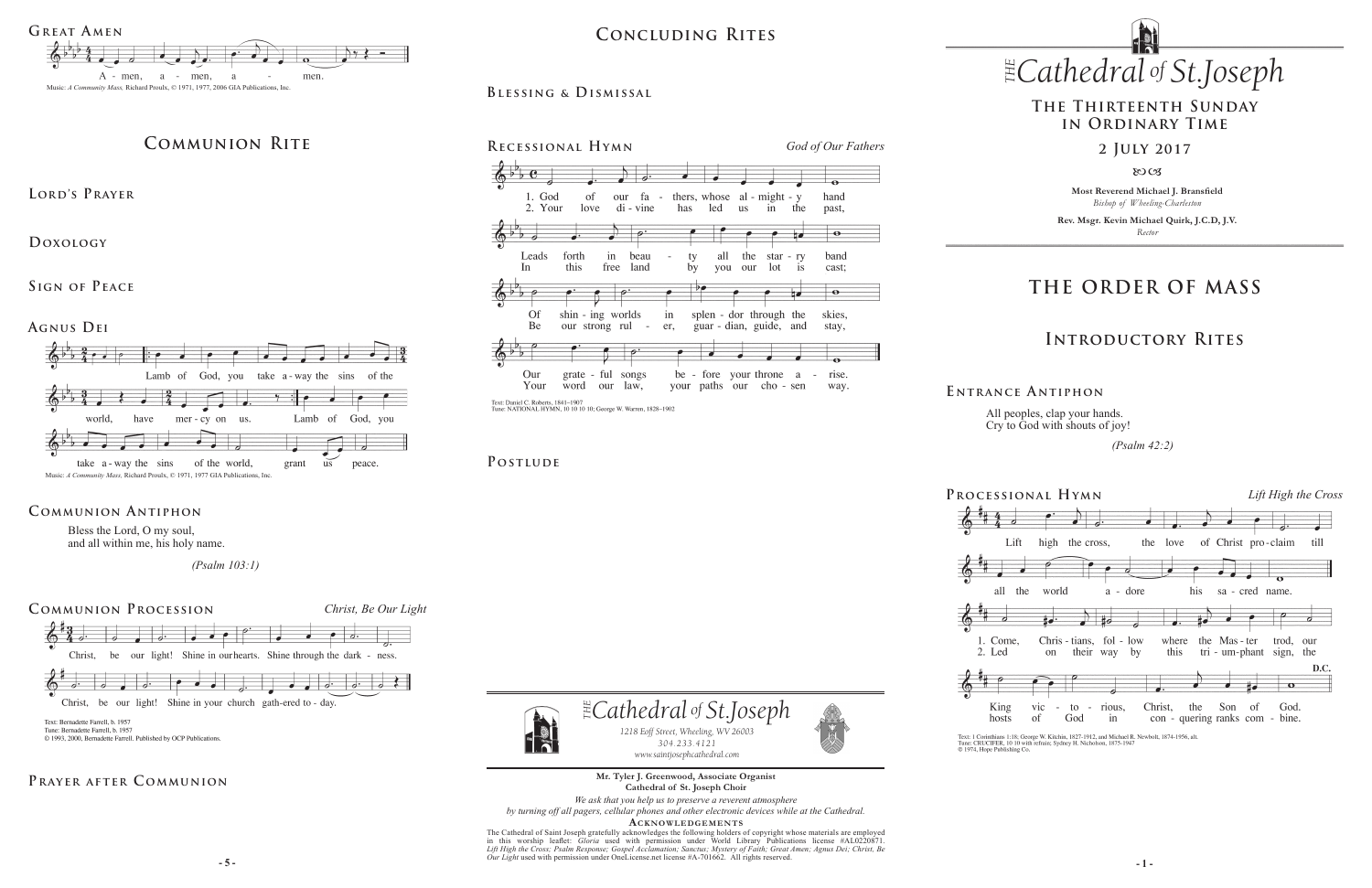## Great Amen

A - men, a - men, a - men.

Music: *A Community Mass,* Richard Proulx, © 1971, 1977, 2006 GIA Publications, Inc.

## Communion Rite

### Lord's Prayer

### Doxology

### Sign of Peace

### Agnus Dei

Lamb of God, you take a-way the sins of the world, have mer-cy on us. Lamb of God, you take a-way the sins of the world, grant us peace.

Music: *A Community Mass,* Richard Proulx, © 1971, 1977 GIA Publications, Inc.

### Communion Antiphon

Bless the Lord, O my soul,
and all within me, his holy name.

*(Psalm 103:1)*

### Communion Procession

*Christ, Be Our Light*

Christ, be our light! Shine in our hearts. Shine through the dark - ness.
Christ, be our light! Shine in your church gath-ered to - day.

Text: Bernadette Farrell, b. 1957
Tune: Bernadette Farrell, b. 1957
© 1993, 2000, Bernadette Farrell. Published by OCP Publications.

### Prayer after Communion

## Concluding Rites

### Blessing & Dismissal

### Recessional Hymn

*God of Our Fathers*

1. God of our fa - thers, whose al - might - y hand
Leads forth in beau - ty all the star - ry band
Of shin - ing worlds in splen - dor through the skies,
Our grate - ful songs be - fore your throne a - rise.

2. Your love di - vine has led us in the past,
In this free land by you our lot is cast;
Be our strong rul - er, guar - dian, guide, and stay,
Your word our law, your paths our cho - sen way.

Text: Daniel C. Roberts, 1841–1907
Tune: NATIONAL HYMN, 10 10 10 10; George W. Warren, 1828–1902

### Postlude

*The Cathedral of St. Joseph*
*1218 Eoff Street, Wheeling, WV 26003*
*304.233.4121*
*www.saintjosephcathedral.com*

**Mr. Tyler J. Greenwood, Associate Organist**
**Cathedral of St. Joseph Choir**

*We ask that you help us to preserve a reverent atmosphere by turning off all pagers, cellular phones and other electronic devices while at the Cathedral.*

**Acknowledgements**

The Cathedral of Saint Joseph gratefully acknowledges the following holders of copyright whose materials are employed in this worship leaflet: *Gloria* used with permission under World Library Publications license #AL0220871. *Lift High the Cross; Psalm Response; Gospel Acclamation; Sanctus; Mystery of Faith; Great Amen; Agnus Dei; Christ, Be Our Light* used with permission under OneLicense.net license #A-701662. All rights reserved.

# *The Cathedral of St. Joseph*

## The Thirteenth Sunday in Ordinary Time

## 2 July 2017

**Most Reverend Michael J. Bransfield**
*Bishop of Wheeling-Charleston*

**Rev. Msgr. Kevin Michael Quirk, J.C.D, J.V.**
*Rector*

# THE ORDER OF MASS

## Introductory Rites

### Entrance Antiphon

All peoples, clap your hands.
Cry to God with shouts of joy!

*(Psalm 42:2)*

### Processional Hymn

*Lift High the Cross*

Lift high the cross, the love of Christ pro-claim till all the world a - dore his sa - cred name.

1. Come, Chris - tians, fol - low where the Mas - ter trod, our King vic - to - rious, Christ, the Son of God.
2. Led on their way by this tri - um-phant sign, the hosts of God in con - quering ranks com - bine.

D.C.

Text: 1 Corinthians 1:18; George W. Kitchin, 1827-1912, and Michael R. Newbolt, 1874-1956, alt.
Tune: CRUCIFER, 10 10 with refrain; Sydney H. Nicholson, 1875-1947
© 1974, Hope Publishing Co.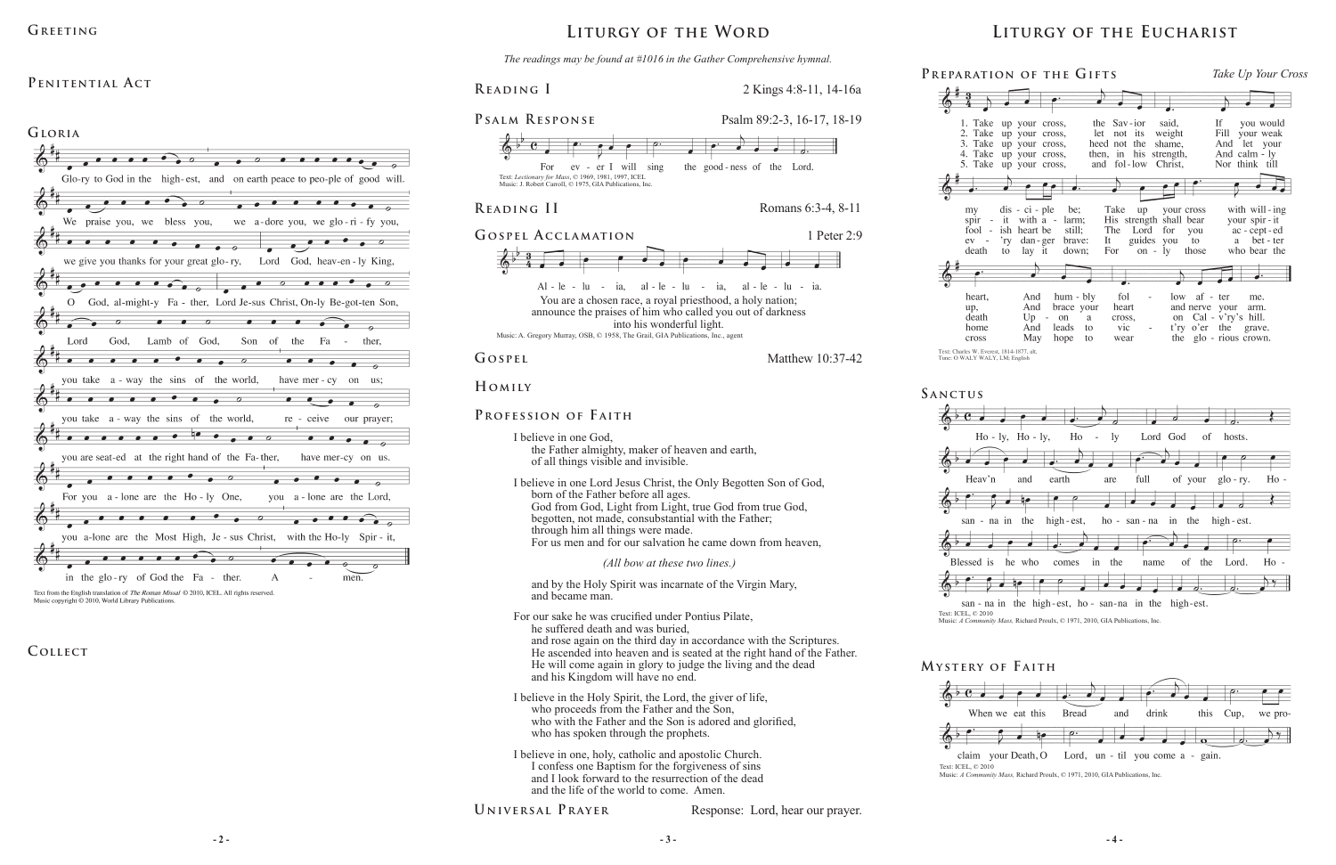## Greeting

## Penitential Act

## Gloria

Glo-ry to God in the high-est, and on earth peace to peo-ple of good will.

We praise you, we bless you, we a-dore you, we glo-ri-fy you,

we give you thanks for your great glo-ry, Lord God, heav-en-ly King,

O God, al-might-y Fa-ther, Lord Je-sus Christ, On-ly Be-got-ten Son,

Lord God, Lamb of God, Son of the Fa-ther,

you take a-way the sins of the world, have mer-cy on us;

you take a-way the sins of the world, re-ceive our prayer;

you are seat-ed at the right hand of the Fa-ther, have mer-cy on us.

For you a-lone are the Ho-ly One, you a-lone are the Lord,

you a-lone are the Most High, Je-sus Christ, with the Ho-ly Spir-it,

in the glo-ry of God the Fa-ther. A-men.

Text from the English translation of *The Roman Missal* © 2010, ICEL. All rights reserved.
Music copyright © 2010, World Library Publications.

## Collect

# Liturgy of the Word

*The readings may be found at #1016 in the Gather Comprehensive hymnal.*

## Reading I
2 Kings 4:8-11, 14-16a

## Psalm Response
Psalm 89:2-3, 16-17, 18-19

For ev-er I will sing the good-ness of the Lord.

Text: *Lectionary for Mass*, © 1969, 1981, 1997, ICEL
Music: J. Robert Carroll, © 1975, GIA Publications, Inc.

## Reading II
Romans 6:3-4, 8-11

## Gospel Acclamation
1 Peter 2:9

Al-le-lu-ia, al-le-lu-ia, al-le-lu-ia.

You are a chosen race, a royal priesthood, a holy nation;
announce the praises of him who called you out of darkness
into his wonderful light.

Music: A. Gregory Murray, OSB, © 1958, The Grail, GIA Publications, Inc., agent

## Gospel
Matthew 10:37-42

## Homily

## Profession of Faith

I believe in one God,
the Father almighty, maker of heaven and earth,
of all things visible and invisible.

I believe in one Lord Jesus Christ, the Only Begotten Son of God,
born of the Father before all ages.
God from God, Light from Light, true God from true God,
begotten, not made, consubstantial with the Father;
through him all things were made.
For us men and for our salvation he came down from heaven,

*(All bow at these two lines.)*

and by the Holy Spirit was incarnate of the Virgin Mary,
and became man.

For our sake he was crucified under Pontius Pilate,
he suffered death and was buried,
and rose again on the third day in accordance with the Scriptures.
He ascended into heaven and is seated at the right hand of the Father.
He will come again in glory to judge the living and the dead
and his Kingdom will have no end.

I believe in the Holy Spirit, the Lord, the giver of life,
who proceeds from the Father and the Son,
who with the Father and the Son is adored and glorified,
who has spoken through the prophets.

I believe in one, holy, catholic and apostolic Church.
I confess one Baptism for the forgiveness of sins
and I look forward to the resurrection of the dead
and the life of the world to come. Amen.

## Universal Prayer
Response: Lord, hear our prayer.

# Liturgy of the Eucharist

## Preparation of the Gifts
*Take Up Your Cross*

1. Take up your cross, the Sav-ior said, If you would my dis-ci-ple be; Take up your cross with will-ing heart, And hum-bly fol-low af-ter me.
2. Take up your cross, let not its weight Fill your weak spir-it with a-larm; His strength shall bear your spir-it up, And brace your heart and nerve your arm.
3. Take up your cross, heed not the shame, And let your fool-ish heart be still; The Lord for you ac-cept-ed death Up-on a cross, on Cal-v'ry's hill.
4. Take up your cross, then, in his strength, And calm-ly ev-'ry dan-ger brave: It guides you to a bet-ter home And leads to vic-t'ry o'er the grave.
5. Take up your cross, and fol-low Christ, Nor think till death to lay it down; For on-ly those who bear the cross May hope to wear the glo-rious crown.

Text: Charles W. Everest, 1814-1877, alt.
Tune: O WALY WALY, LM; English

## Sanctus

Ho-ly, Ho-ly, Ho-ly Lord God of hosts.
Heav'n and earth are full of your glo-ry. Ho-san-na in the high-est, ho-san-na in the high-est.
Blessed is he who comes in the name of the Lord. Ho-san-na in the high-est, ho-san-na in the high-est.

Text: ICEL, © 2010
Music: *A Community Mass*, Richard Proulx, © 1971, 2010, GIA Publications, Inc.

## Mystery of Faith

When we eat this Bread and drink this Cup, we pro-claim your Death, O Lord, un-til you come a-gain.

Text: ICEL, © 2010
Music: *A Community Mass*, Richard Proulx, © 1971, 2010, GIA Publications, Inc.